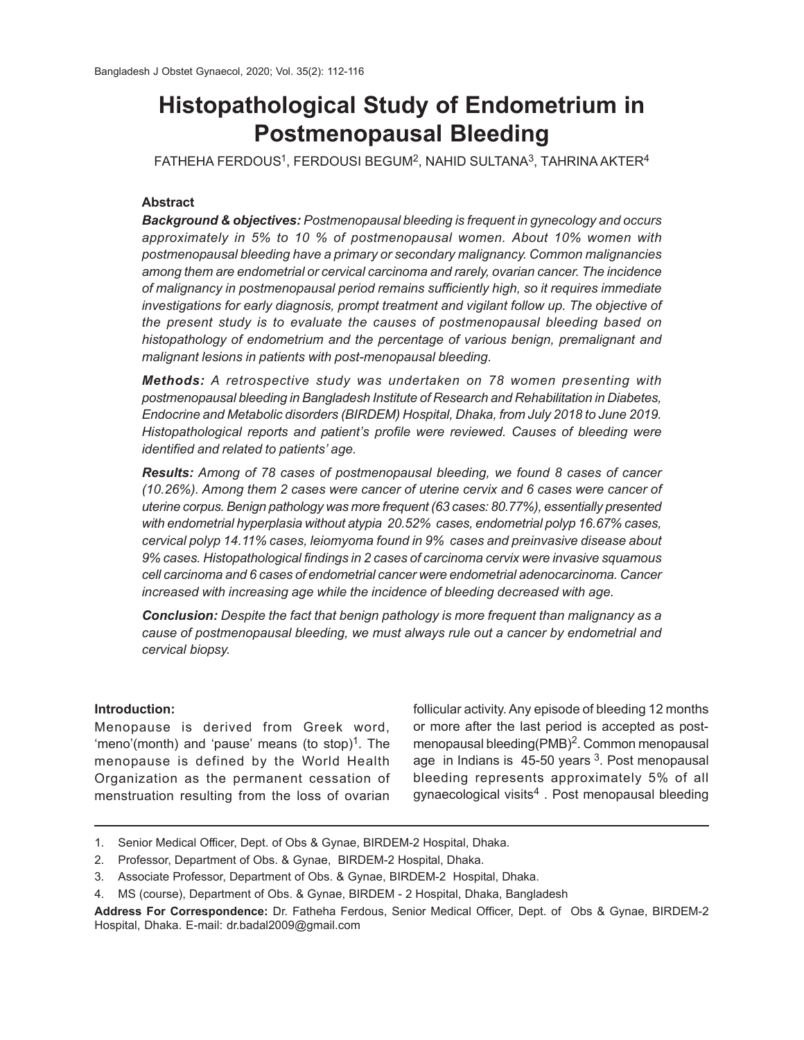# Histopathological Study of Endometrium in Postmenopausal Bleeding

FATHEHA FERDOUS[1], FERDOUSI BEGUM[2], NAHID SULTANA[3], TAHRINA AKTER[4]

### Abstract

***Background & objectives:*** *Postmenopausal bleeding is frequent in gynecology and occurs approximately in 5% to 10 % of postmenopausal women. About 10% women with postmenopausal bleeding have a primary or secondary malignancy. Common malignancies among them are endometrial or cervical carcinoma and rarely, ovarian cancer. The incidence of malignancy in postmenopausal period remains sufficiently high, so it requires immediate investigations for early diagnosis, prompt treatment and vigilant follow up. The objective of the present study is to evaluate the causes of postmenopausal bleeding based on histopathology of endometrium and the percentage of various benign, premalignant and malignant lesions in patients with post-menopausal bleeding.*

***Methods:*** *A retrospective study was undertaken on 78 women presenting with postmenopausal bleeding in Bangladesh Institute of Research and Rehabilitation in Diabetes, Endocrine and Metabolic disorders (BIRDEM) Hospital, Dhaka, from July 2018 to June 2019. Histopathological reports and patient's profile were reviewed. Causes of bleeding were identified and related to patients' age.*

***Results:*** *Among of 78 cases of postmenopausal bleeding, we found 8 cases of cancer (10.26%). Among them 2 cases were cancer of uterine cervix and 6 cases were cancer of uterine corpus. Benign pathology was more frequent (63 cases: 80.77%), essentially presented with endometrial hyperplasia without atypia 20.52% cases, endometrial polyp 16.67% cases, cervical polyp 14.11% cases, leiomyoma found in 9% cases and preinvasive disease about 9% cases. Histopathological findings in 2 cases of carcinoma cervix were invasive squamous cell carcinoma and 6 cases of endometrial cancer were endometrial adenocarcinoma. Cancer increased with increasing age while the incidence of bleeding decreased with age.*

***Conclusion:*** *Despite the fact that benign pathology is more frequent than malignancy as a cause of postmenopausal bleeding, we must always rule out a cancer by endometrial and cervical biopsy.*

### Introduction:

Menopause is derived from Greek word, 'meno'(month) and 'pause' means (to stop)[1]. The menopause is defined by the World Health Organization as the permanent cessation of menstruation resulting from the loss of ovarian follicular activity. Any episode of bleeding 12 months or more after the last period is accepted as post-menopausal bleeding(PMB)[2]. Common menopausal age in Indians is 45-50 years [3]. Post menopausal bleeding represents approximately 5% of all gynaecological visits[4] . Post menopausal bleeding

---

1. Senior Medical Officer, Dept. of Obs & Gynae, BIRDEM-2 Hospital, Dhaka.
2. Professor, Department of Obs. & Gynae, BIRDEM-2 Hospital, Dhaka.
3. Associate Professor, Department of Obs. & Gynae, BIRDEM-2 Hospital, Dhaka.
4. MS (course), Department of Obs. & Gynae, BIRDEM - 2 Hospital, Dhaka, Bangladesh

**Address For Correspondence:** Dr. Fatheha Ferdous, Senior Medical Officer, Dept. of Obs & Gynae, BIRDEM-2 Hospital, Dhaka. E-mail: dr.badal2009@gmail.com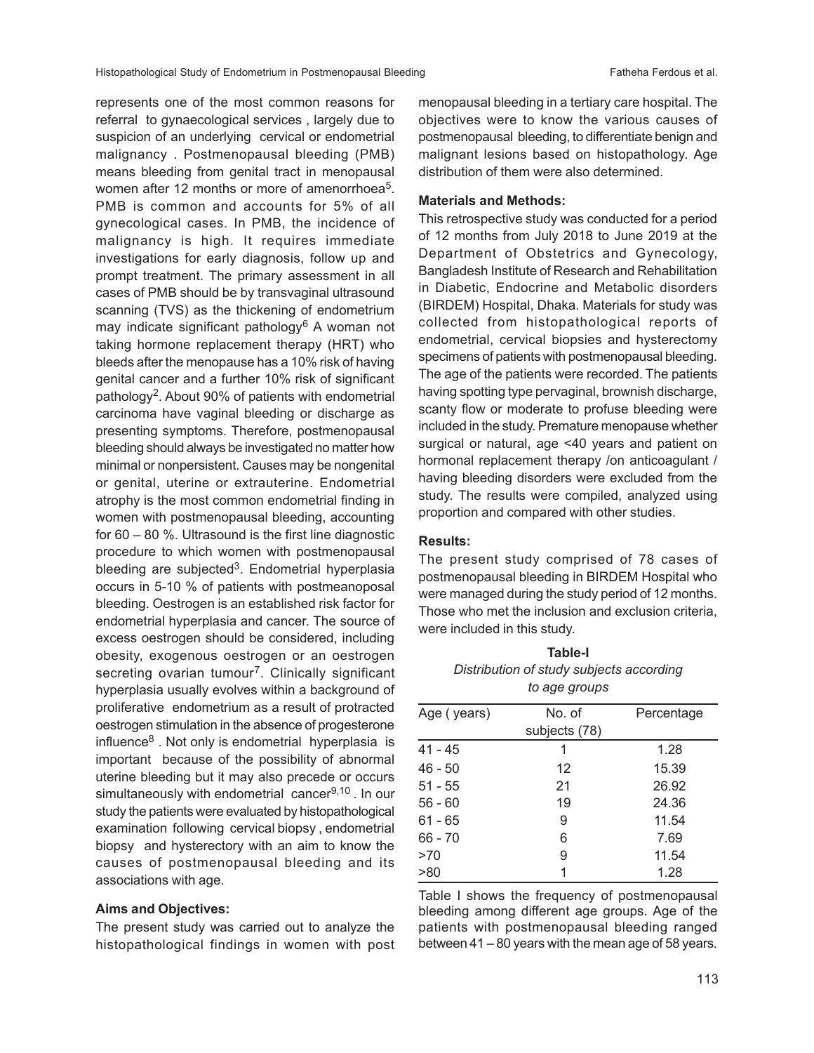represents one of the most common reasons for referral to gynaecological services , largely due to suspicion of an underlying cervical or endometrial malignancy . Postmenopausal bleeding (PMB) means bleeding from genital tract in menopausal women after 12 months or more of amenorrhoea[5]. PMB is common and accounts for 5% of all gynecological cases. In PMB, the incidence of malignancy is high. It requires immediate investigations for early diagnosis, follow up and prompt treatment. The primary assessment in all cases of PMB should be by transvaginal ultrasound scanning (TVS) as the thickening of endometrium may indicate significant pathology[6] A woman not taking hormone replacement therapy (HRT) who bleeds after the menopause has a 10% risk of having genital cancer and a further 10% risk of significant pathology[2]. About 90% of patients with endometrial carcinoma have vaginal bleeding or discharge as presenting symptoms. Therefore, postmenopausal bleeding should always be investigated no matter how minimal or nonpersistent. Causes may be nongenital or genital, uterine or extrauterine. Endometrial atrophy is the most common endometrial finding in women with postmenopausal bleeding, accounting for 60 – 80 %. Ultrasound is the first line diagnostic procedure to which women with postmenopausal bleeding are subjected[3]. Endometrial hyperplasia occurs in 5-10 % of patients with postmeanoposal bleeding. Oestrogen is an established risk factor for endometrial hyperplasia and cancer. The source of excess oestrogen should be considered, including obesity, exogenous oestrogen or an oestrogen secreting ovarian tumour[7]. Clinically significant hyperplasia usually evolves within a background of proliferative endometrium as a result of protracted oestrogen stimulation in the absence of progesterone influence[8] . Not only is endometrial hyperplasia is important because of the possibility of abnormal uterine bleeding but it may also precede or occurs simultaneously with endometrial cancer[9,10] . In our study the patients were evaluated by histopathological examination following cervical biopsy , endometrial biopsy and hysterectory with an aim to know the causes of postmenopausal bleeding and its associations with age.

## Aims and Objectives:

The present study was carried out to analyze the histopathological findings in women with post menopausal bleeding in a tertiary care hospital. The objectives were to know the various causes of postmenopausal bleeding, to differentiate benign and malignant lesions based on histopathology. Age distribution of them were also determined.

## Materials and Methods:

This retrospective study was conducted for a period of 12 months from July 2018 to June 2019 at the Department of Obstetrics and Gynecology, Bangladesh Institute of Research and Rehabilitation in Diabetic, Endocrine and Metabolic disorders (BIRDEM) Hospital, Dhaka. Materials for study was collected from histopathological reports of endometrial, cervical biopsies and hysterectomy specimens of patients with postmenopausal bleeding. The age of the patients were recorded. The patients having spotting type pervaginal, brownish discharge, scanty flow or moderate to profuse bleeding were included in the study. Premature menopause whether surgical or natural, age <40 years and patient on hormonal replacement therapy /on anticoagulant / having bleeding disorders were excluded from the study. The results were compiled, analyzed using proportion and compared with other studies.

## Results:

The present study comprised of 78 cases of postmenopausal bleeding in BIRDEM Hospital who were managed during the study period of 12 months. Those who met the inclusion and exclusion criteria, were included in this study.

**Table-I**
*Distribution of study subjects according to age groups*

| Age ( years) | No. of subjects (78) | Percentage |
|---|---|---|
| 41 - 45 | 1 | 1.28 |
| 46 - 50 | 12 | 15.39 |
| 51 - 55 | 21 | 26.92 |
| 56 - 60 | 19 | 24.36 |
| 61 - 65 | 9 | 11.54 |
| 66 - 70 | 6 | 7.69 |
| >70 | 9 | 11.54 |
| >80 | 1 | 1.28 |

Table I shows the frequency of postmenopausal bleeding among different age groups. Age of the patients with postmenopausal bleeding ranged between 41 – 80 years with the mean age of 58 years.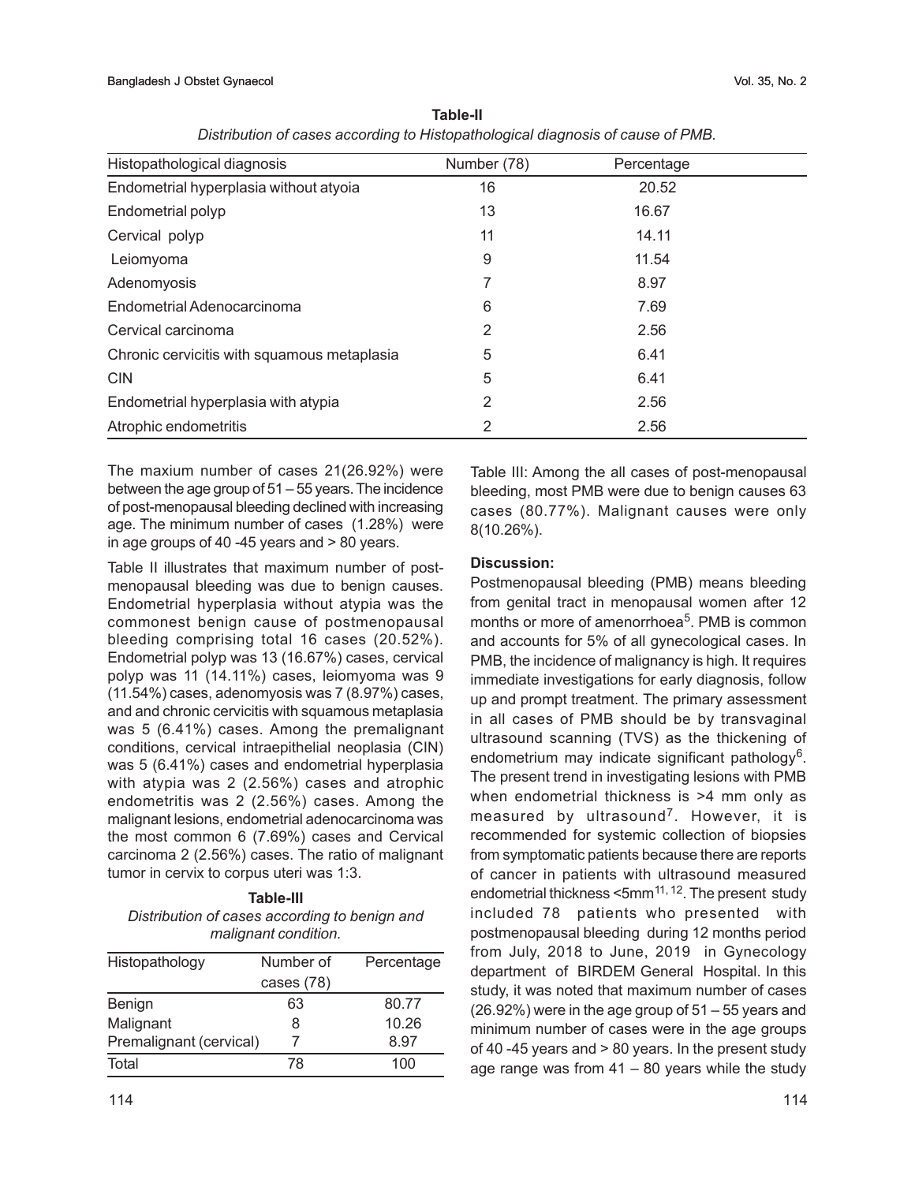**Table-II**

*Distribution of cases according to Histopathological diagnosis of cause of PMB.*

| Histopathological diagnosis | Number (78) | Percentage |
|---|---|---|
| Endometrial hyperplasia without atyoia | 16 | 20.52 |
| Endometrial polyp | 13 | 16.67 |
| Cervical polyp | 11 | 14.11 |
| Leiomyoma | 9 | 11.54 |
| Adenomyosis | 7 | 8.97 |
| Endometrial Adenocarcinoma | 6 | 7.69 |
| Cervical carcinoma | 2 | 2.56 |
| Chronic cervicitis with squamous metaplasia | 5 | 6.41 |
| CIN | 5 | 6.41 |
| Endometrial hyperplasia with atypia | 2 | 2.56 |
| Atrophic endometritis | 2 | 2.56 |

The maxium number of cases 21(26.92%) were between the age group of 51 – 55 years. The incidence of post-menopausal bleeding declined with increasing age. The minimum number of cases (1.28%) were in age groups of 40 -45 years and > 80 years.

Table II illustrates that maximum number of post-menopausal bleeding was due to benign causes. Endometrial hyperplasia without atypia was the commonest benign cause of postmenopausal bleeding comprising total 16 cases (20.52%). Endometrial polyp was 13 (16.67%) cases, cervical polyp was 11 (14.11%) cases, leiomyoma was 9 (11.54%) cases, adenomyosis was 7 (8.97%) cases, and and chronic cervicitis with squamous metaplasia was 5 (6.41%) cases. Among the premalignant conditions, cervical intraepithelial neoplasia (CIN) was 5 (6.41%) cases and endometrial hyperplasia with atypia was 2 (2.56%) cases and atrophic endometritis was 2 (2.56%) cases. Among the malignant lesions, endometrial adenocarcinoma was the most common 6 (7.69%) cases and Cervical carcinoma 2 (2.56%) cases. The ratio of malignant tumor in cervix to corpus uteri was 1:3.

**Table-III**

*Distribution of cases according to benign and malignant condition.*

| Histopathology | Number of cases (78) | Percentage |
|---|---|---|
| Benign | 63 | 80.77 |
| Malignant | 8 | 10.26 |
| Premalignant (cervical) | 7 | 8.97 |
| Total | 78 | 100 |

Table III: Among the all cases of post-menopausal bleeding, most PMB were due to benign causes 63 cases (80.77%). Malignant causes were only 8(10.26%).

## Discussion:

Postmenopausal bleeding (PMB) means bleeding from genital tract in menopausal women after 12 months or more of amenorrhoea[5]. PMB is common and accounts for 5% of all gynecological cases. In PMB, the incidence of malignancy is high. It requires immediate investigations for early diagnosis, follow up and prompt treatment. The primary assessment in all cases of PMB should be by transvaginal ultrasound scanning (TVS) as the thickening of endometrium may indicate significant pathology[6]. The present trend in investigating lesions with PMB when endometrial thickness is >4 mm only as measured by ultrasound[7]. However, it is recommended for systemic collection of biopsies from symptomatic patients because there are reports of cancer in patients with ultrasound measured endometrial thickness <5mm[11, 12]. The present study included 78 patients who presented with postmenopausal bleeding during 12 months period from July, 2018 to June, 2019 in Gynecology department of BIRDEM General Hospital. In this study, it was noted that maximum number of cases (26.92%) were in the age group of 51 – 55 years and minimum number of cases were in the age groups of 40 -45 years and > 80 years. In the present study age range was from 41 – 80 years while the study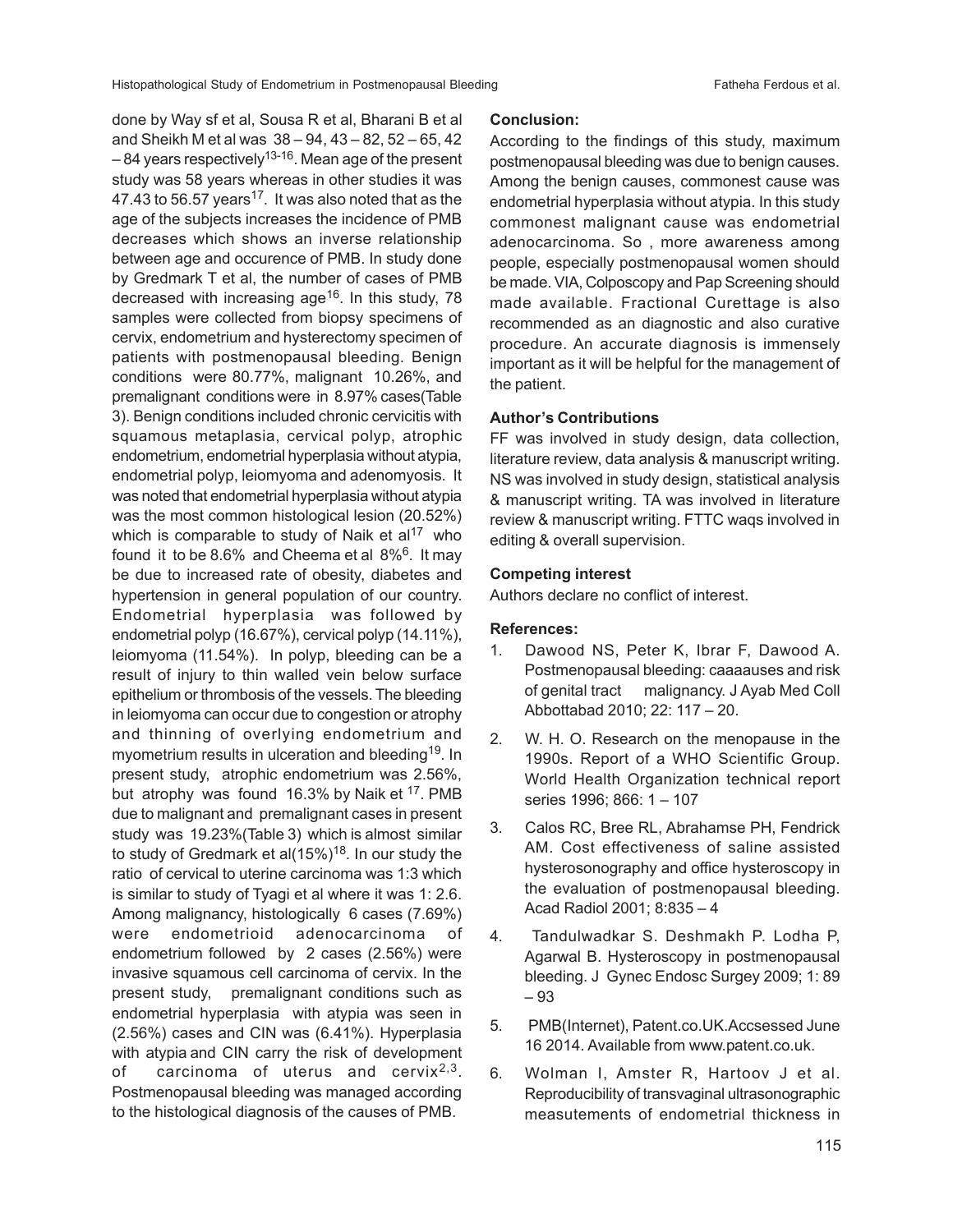done by Way sf et al, Sousa R et al, Bharani B et al and Sheikh M et al was 38 – 94, 43 – 82, 52 – 65, 42 – 84 years respectively[13-16]. Mean age of the present study was 58 years whereas in other studies it was 47.43 to 56.57 years[17]. It was also noted that as the age of the subjects increases the incidence of PMB decreases which shows an inverse relationship between age and occurence of PMB. In study done by Gredmark T et al, the number of cases of PMB decreased with increasing age[16]. In this study, 78 samples were collected from biopsy specimens of cervix, endometrium and hysterectomy specimen of patients with postmenopausal bleeding. Benign conditions were 80.77%, malignant 10.26%, and premalignant conditions were in 8.97% cases(Table 3). Benign conditions included chronic cervicitis with squamous metaplasia, cervical polyp, atrophic endometrium, endometrial hyperplasia without atypia, endometrial polyp, leiomyoma and adenomyosis. It was noted that endometrial hyperplasia without atypia was the most common histological lesion (20.52%) which is comparable to study of Naik et al[17] who found it to be 8.6% and Cheema et al 8%[6]. It may be due to increased rate of obesity, diabetes and hypertension in general population of our country. Endometrial hyperplasia was followed by endometrial polyp (16.67%), cervical polyp (14.11%), leiomyoma (11.54%). In polyp, bleeding can be a result of injury to thin walled vein below surface epithelium or thrombosis of the vessels. The bleeding in leiomyoma can occur due to congestion or atrophy and thinning of overlying endometrium and myometrium results in ulceration and bleeding[19]. In present study, atrophic endometrium was 2.56%, but atrophy was found 16.3% by Naik et [17]. PMB due to malignant and premalignant cases in present study was 19.23%(Table 3) which is almost similar to study of Gredmark et al(15%)[18]. In our study the ratio of cervical to uterine carcinoma was 1:3 which is similar to study of Tyagi et al where it was 1: 2.6. Among malignancy, histologically 6 cases (7.69%) were endometrioid adenocarcinoma of endometrium followed by 2 cases (2.56%) were invasive squamous cell carcinoma of cervix. In the present study, premalignant conditions such as endometrial hyperplasia with atypia was seen in (2.56%) cases and CIN was (6.41%). Hyperplasia with atypia and CIN carry the risk of development of carcinoma of uterus and cervix[2,3]. Postmenopausal bleeding was managed according to the histological diagnosis of the causes of PMB.

### Conclusion:

According to the findings of this study, maximum postmenopausal bleeding was due to benign causes. Among the benign causes, commonest cause was endometrial hyperplasia without atypia. In this study commonest malignant cause was endometrial adenocarcinoma. So , more awareness among people, especially postmenopausal women should be made. VIA, Colposcopy and Pap Screening should made available. Fractional Curettage is also recommended as an diagnostic and also curative procedure. An accurate diagnosis is immensely important as it will be helpful for the management of the patient.

### Author's Contributions

FF was involved in study design, data collection, literature review, data analysis & manuscript writing. NS was involved in study design, statistical analysis & manuscript writing. TA was involved in literature review & manuscript writing. FTTC waqs involved in editing & overall supervision.

### Competing interest

Authors declare no conflict of interest.

### References:

1. Dawood NS, Peter K, Ibrar F, Dawood A. Postmenopausal bleeding: caaaauses and risk of genital tract malignancy. J Ayab Med Coll Abbottabad 2010; 22: 117 – 20.
2. W. H. O. Research on the menopause in the 1990s. Report of a WHO Scientific Group. World Health Organization technical report series 1996; 866: 1 – 107
3. Calos RC, Bree RL, Abrahamse PH, Fendrick AM. Cost effectiveness of saline assisted hysterosonography and office hysteroscopy in the evaluation of postmenopausal bleeding. Acad Radiol 2001; 8:835 – 4
4. Tandulwadkar S. Deshmakh P. Lodha P, Agarwal B. Hysteroscopy in postmenopausal bleeding. J Gynec Endosc Surgey 2009; 1: 89 – 93
5. PMB(Internet), Patent.co.UK.Accsessed June 16 2014. Available from www.patent.co.uk.
6. Wolman I, Amster R, Hartoov J et al. Reproducibility of transvaginal ultrasonographic measutements of endometrial thickness in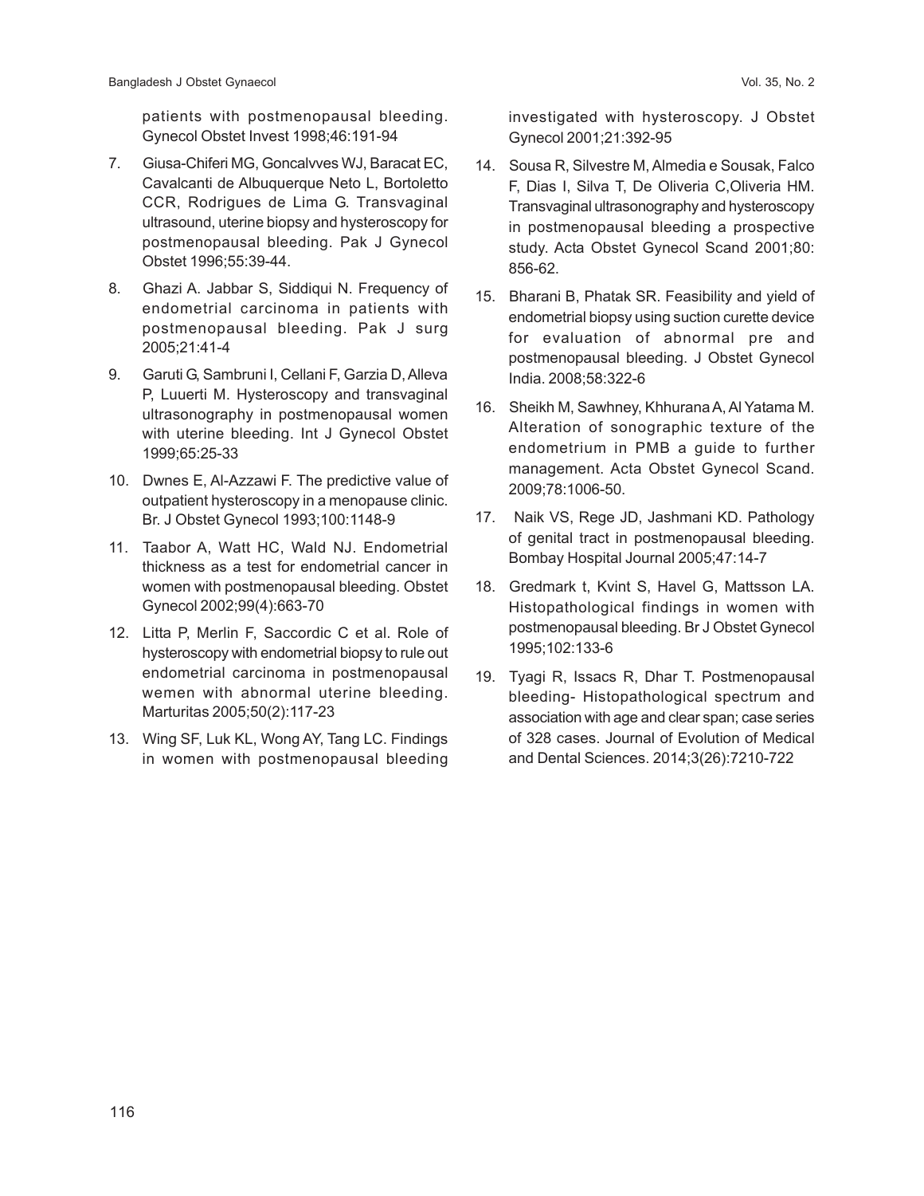patients with postmenopausal bleeding. Gynecol Obstet Invest 1998;46:191-94

7. Giusa-Chiferi MG, Goncalvves WJ, Baracat EC, Cavalcanti de Albuquerque Neto L, Bortoletto CCR, Rodrigues de Lima G. Transvaginal ultrasound, uterine biopsy and hysteroscopy for postmenopausal bleeding. Pak J Gynecol Obstet 1996;55:39-44.
8. Ghazi A. Jabbar S, Siddiqui N. Frequency of endometrial carcinoma in patients with postmenopausal bleeding. Pak J surg 2005;21:41-4
9. Garuti G, Sambruni I, Cellani F, Garzia D, Alleva P, Luuerti M. Hysteroscopy and transvaginal ultrasonography in postmenopausal women with uterine bleeding. Int J Gynecol Obstet 1999;65:25-33
10. Dwnes E, Al-Azzawi F. The predictive value of outpatient hysteroscopy in a menopause clinic. Br. J Obstet Gynecol 1993;100:1148-9
11. Taabor A, Watt HC, Wald NJ. Endometrial thickness as a test for endometrial cancer in women with postmenopausal bleeding. Obstet Gynecol 2002;99(4):663-70
12. Litta P, Merlin F, Saccordic C et al. Role of hysteroscopy with endometrial biopsy to rule out endometrial carcinoma in postmenopausal wemen with abnormal uterine bleeding. Marturitas 2005;50(2):117-23
13. Wing SF, Luk KL, Wong AY, Tang LC. Findings in women with postmenopausal bleeding investigated with hysteroscopy. J Obstet Gynecol 2001;21:392-95
14. Sousa R, Silvestre M, Almedia e Sousak, Falco F, Dias I, Silva T, De Oliveria C,Oliveria HM. Transvaginal ultrasonography and hysteroscopy in postmenopausal bleeding a prospective study. Acta Obstet Gynecol Scand 2001;80: 856-62.
15. Bharani B, Phatak SR. Feasibility and yield of endometrial biopsy using suction curette device for evaluation of abnormal pre and postmenopausal bleeding. J Obstet Gynecol India. 2008;58:322-6
16. Sheikh M, Sawhney, Khhurana A, Al Yatama M. Alteration of sonographic texture of the endometrium in PMB a guide to further management. Acta Obstet Gynecol Scand. 2009;78:1006-50.
17. Naik VS, Rege JD, Jashmani KD. Pathology of genital tract in postmenopausal bleeding. Bombay Hospital Journal 2005;47:14-7
18. Gredmark t, Kvint S, Havel G, Mattsson LA. Histopathological findings in women with postmenopausal bleeding. Br J Obstet Gynecol 1995;102:133-6
19. Tyagi R, Issacs R, Dhar T. Postmenopausal bleeding- Histopathological spectrum and association with age and clear span; case series of 328 cases. Journal of Evolution of Medical and Dental Sciences. 2014;3(26):7210-722